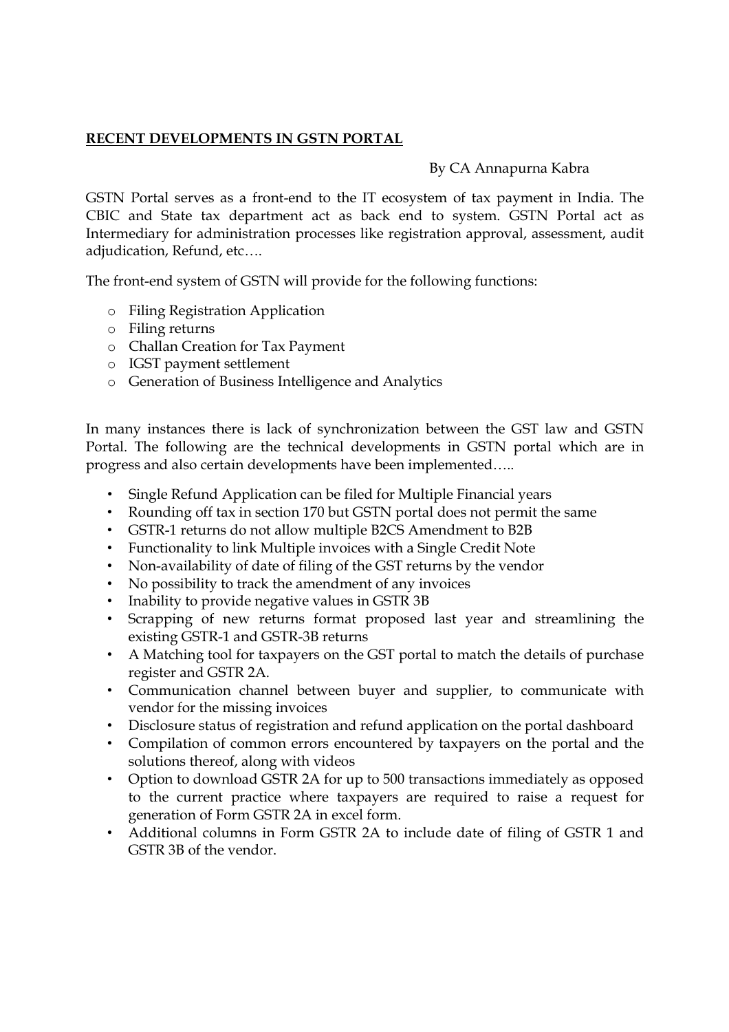# **RECENT DEVELOPMENTS IN GSTN PORTAL**

By CA Annapurna Kabra

GSTN Portal serves as a front-end to the IT ecosystem of tax payment in India. The CBIC and State tax department act as back end to system. GSTN Portal act as Intermediary for administration processes like registration approval, assessment, audit adjudication, Refund, etc….

The front-end system of GSTN will provide for the following functions:

- Filing Registration Application
- Filing returns
- Challan Creation for Tax Payment
- IGST payment settlement
- Generation of Business Intelligence and Analytics

In many instances there is lack of synchronization between the GST law and GSTN Portal. The following are the technical developments in GSTN portal which are in progress and also certain developments have been implemented…..

- Single Refund Application can be filed for Multiple Financial years
- Rounding off tax in section 170 but GSTN portal does not permit the same
- GSTR-1 returns do not allow multiple B2CS Amendment to B2B
- Functionality to link Multiple invoices with a Single Credit Note
- Non-availability of date of filing of the GST returns by the vendor
- No possibility to track the amendment of any invoices
- Inability to provide negative values in GSTR 3B
- Scrapping of new returns format proposed last year and streamlining the existing GSTR-1 and GSTR-3B returns
- A Matching tool for taxpayers on the GST portal to match the details of purchase register and GSTR 2A.
- Communication channel between buyer and supplier, to communicate with vendor for the missing invoices
- Disclosure status of registration and refund application on the portal dashboard
- Compilation of common errors encountered by taxpayers on the portal and the solutions thereof, along with videos
- Option to download GSTR 2A for up to 500 transactions immediately as opposed to the current practice where taxpayers are required to raise a request for generation of Form GSTR 2A in excel form.
- Additional columns in Form GSTR 2A to include date of filing of GSTR 1 and GSTR 3B of the vendor.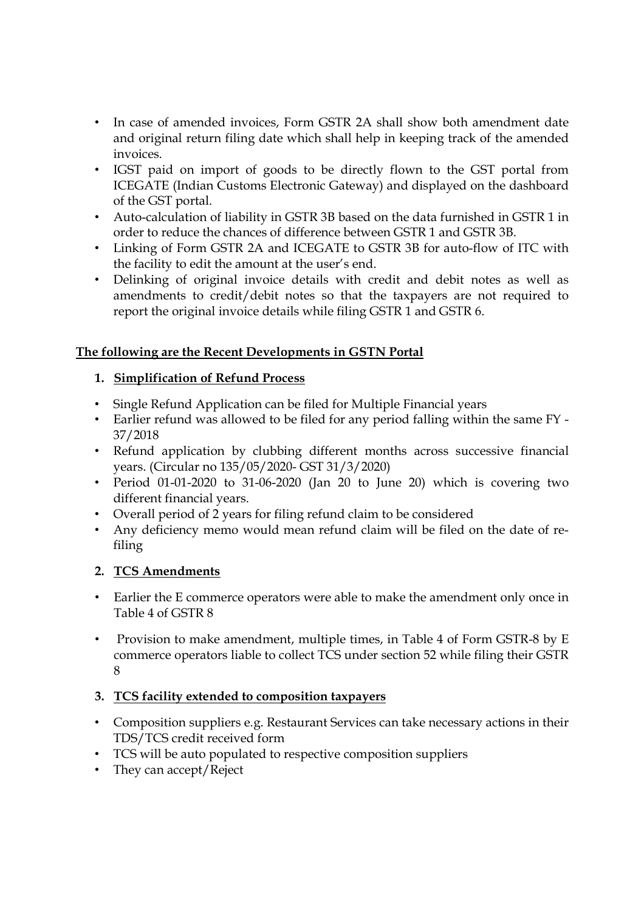- In case of amended invoices, Form GSTR 2A shall show both amendment date and original return filing date which shall help in keeping track of the amended invoices.
- IGST paid on import of goods to be directly flown to the GST portal from ICEGATE (Indian Customs Electronic Gateway) and displayed on the dashboard of the GST portal.
- Auto-calculation of liability in GSTR 3B based on the data furnished in GSTR 1 in order to reduce the chances of difference between GSTR 1 and GSTR 3B.
- Linking of Form GSTR 2A and ICEGATE to GSTR 3B for auto-flow of ITC with the facility to edit the amount at the user's end.
- Delinking of original invoice details with credit and debit notes as well as amendments to credit/debit notes so that the taxpayers are not required to report the original invoice details while filing GSTR 1 and GSTR 6.

**<u>The following are the Recent Developments in GSTN Portal</u>**

1. **<u>Simplification of Refund Process</u>**

- Single Refund Application can be filed for Multiple Financial years
- Earlier refund was allowed to be filed for any period falling within the same FY - 37/2018
- Refund application by clubbing different months across successive financial years. (Circular no 135/05/2020- GST 31/3/2020)
- Period 01-01-2020 to 31-06-2020 (Jan 20 to June 20) which is covering two different financial years.
- Overall period of 2 years for filing refund claim to be considered
- Any deficiency memo would mean refund claim will be filed on the date of re-filing

2. **<u>TCS Amendments</u>**

- Earlier the E commerce operators were able to make the amendment only once in Table 4 of GSTR 8
- Provision to make amendment, multiple times, in Table 4 of Form GSTR-8 by E commerce operators liable to collect TCS under section 52 while filing their GSTR 8

3. **<u>TCS facility extended to composition taxpayers</u>**

- Composition suppliers e.g. Restaurant Services can take necessary actions in their TDS/TCS credit received form
- TCS will be auto populated to respective composition suppliers
- They can accept/Reject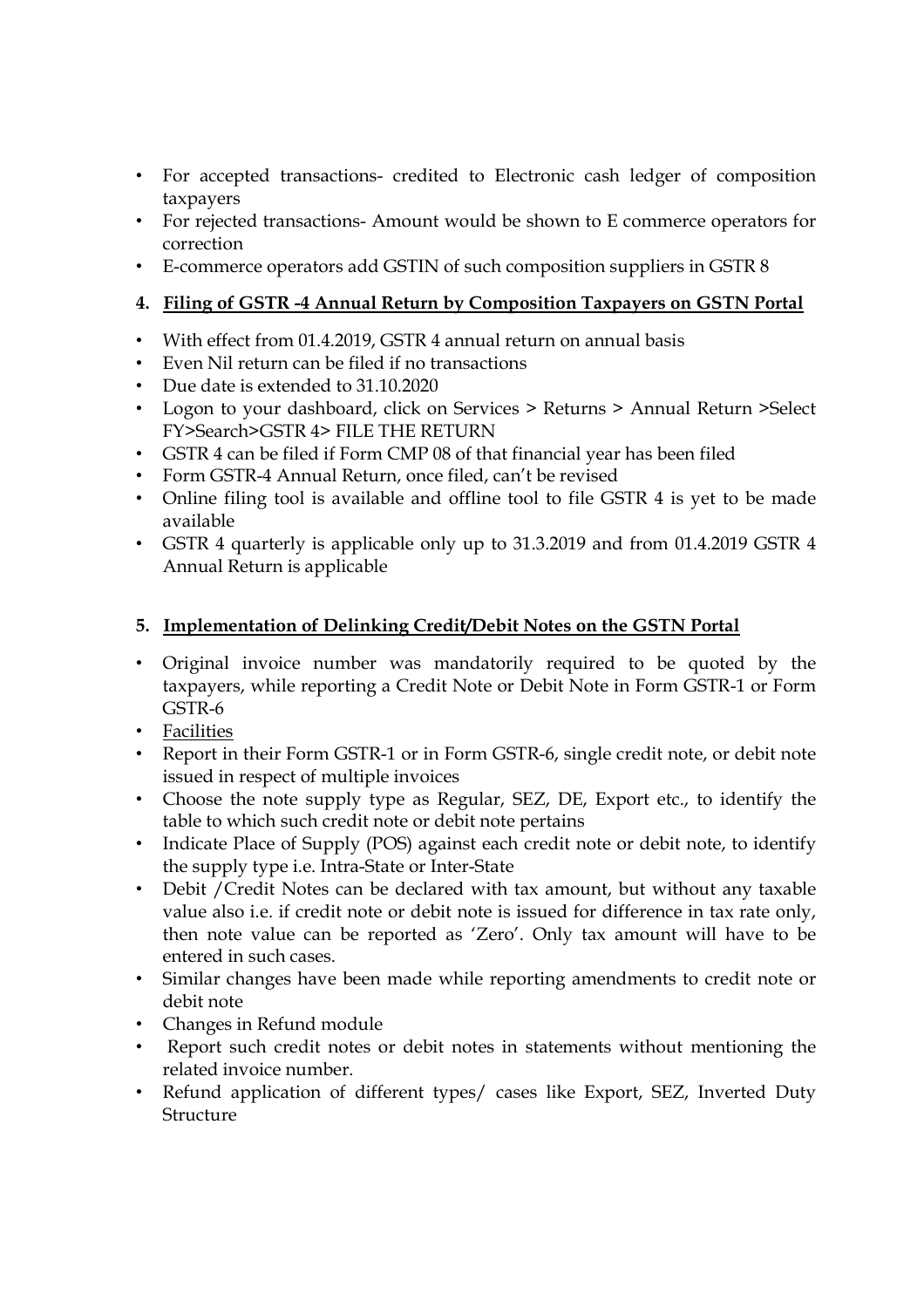- For accepted transactions- credited to Electronic cash ledger of composition taxpayers
- For rejected transactions- Amount would be shown to E commerce operators for correction
- E-commerce operators add GSTIN of such composition suppliers in GSTR 8

### 4. <u>**Filing of GSTR -4 Annual Return by Composition Taxpayers on GSTN Portal**</u>

- With effect from 01.4.2019, GSTR 4 annual return on annual basis
- Even Nil return can be filed if no transactions
- Due date is extended to 31.10.2020
- Logon to your dashboard, click on Services > Returns > Annual Return >Select FY>Search>GSTR 4> FILE THE RETURN
- GSTR 4 can be filed if Form CMP 08 of that financial year has been filed
- Form GSTR-4 Annual Return, once filed, can't be revised
- Online filing tool is available and offline tool to file GSTR 4 is yet to be made available
- GSTR 4 quarterly is applicable only up to 31.3.2019 and from 01.4.2019 GSTR 4 Annual Return is applicable

### 5. <u>**Implementation of Delinking Credit/Debit Notes on the GSTN Portal**</u>

- Original invoice number was mandatorily required to be quoted by the taxpayers, while reporting a Credit Note or Debit Note in Form GSTR-1 or Form GSTR-6
- <u>Facilities</u>
- Report in their Form GSTR-1 or in Form GSTR-6, single credit note, or debit note issued in respect of multiple invoices
- Choose the note supply type as Regular, SEZ, DE, Export etc., to identify the table to which such credit note or debit note pertains
- Indicate Place of Supply (POS) against each credit note or debit note, to identify the supply type i.e. Intra-State or Inter-State
- Debit /Credit Notes can be declared with tax amount, but without any taxable value also i.e. if credit note or debit note is issued for difference in tax rate only, then note value can be reported as 'Zero'. Only tax amount will have to be entered in such cases.
- Similar changes have been made while reporting amendments to credit note or debit note
- Changes in Refund module
- Report such credit notes or debit notes in statements without mentioning the related invoice number.
- Refund application of different types/ cases like Export, SEZ, Inverted Duty Structure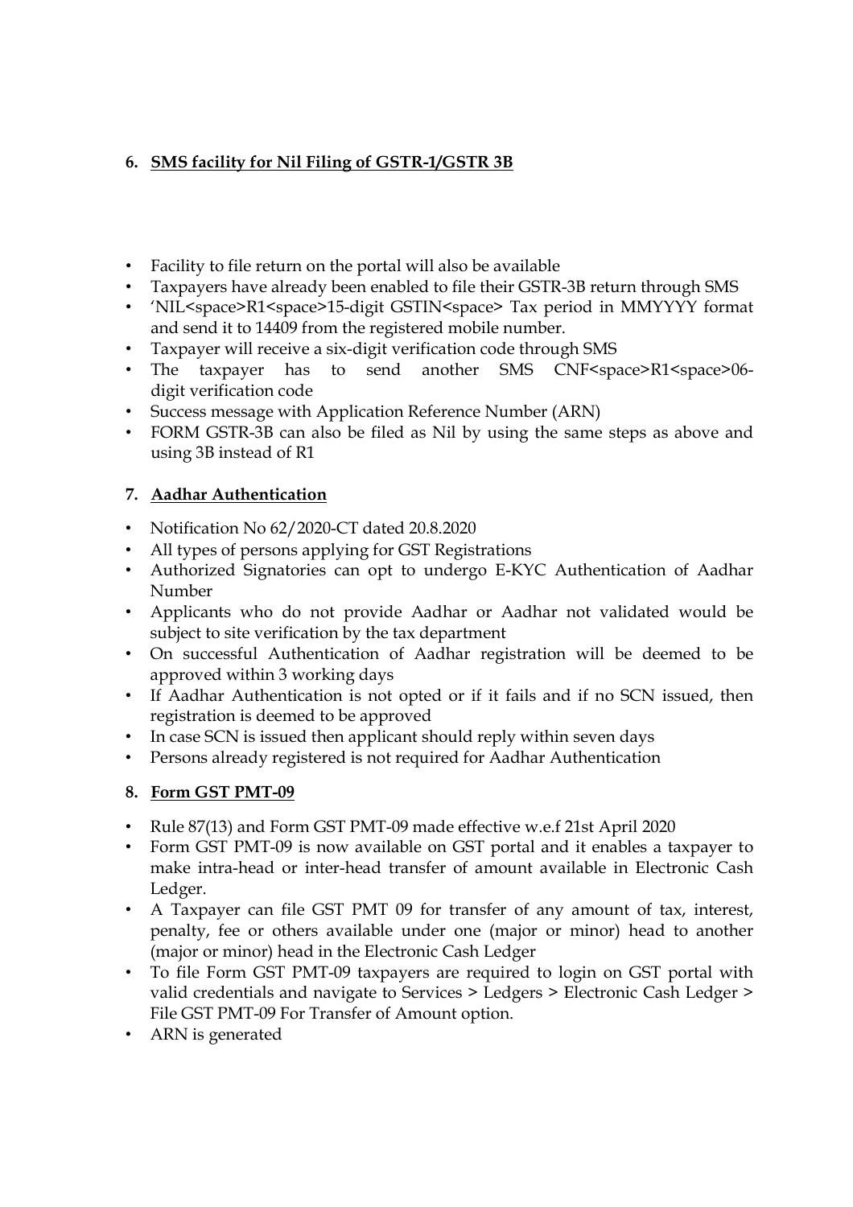## 6. SMS facility for Nil Filing of GSTR-1/GSTR 3B

- Facility to file return on the portal will also be available
- Taxpayers have already been enabled to file their GSTR-3B return through SMS
- 'NIL<space>R1<space>15-digit GSTIN<space> Tax period in MMYYYY format and send it to 14409 from the registered mobile number.
- Taxpayer will receive a six-digit verification code through SMS
- The taxpayer has to send another SMS CNF<space>R1<space>06-digit verification code
- Success message with Application Reference Number (ARN)
- FORM GSTR-3B can also be filed as Nil by using the same steps as above and using 3B instead of R1

## 7. Aadhar Authentication

- Notification No 62/2020-CT dated 20.8.2020
- All types of persons applying for GST Registrations
- Authorized Signatories can opt to undergo E-KYC Authentication of Aadhar Number
- Applicants who do not provide Aadhar or Aadhar not validated would be subject to site verification by the tax department
- On successful Authentication of Aadhar registration will be deemed to be approved within 3 working days
- If Aadhar Authentication is not opted or if it fails and if no SCN issued, then registration is deemed to be approved
- In case SCN is issued then applicant should reply within seven days
- Persons already registered is not required for Aadhar Authentication

## 8. Form GST PMT-09

- Rule 87(13) and Form GST PMT-09 made effective w.e.f 21st April 2020
- Form GST PMT-09 is now available on GST portal and it enables a taxpayer to make intra-head or inter-head transfer of amount available in Electronic Cash Ledger.
- A Taxpayer can file GST PMT 09 for transfer of any amount of tax, interest, penalty, fee or others available under one (major or minor) head to another (major or minor) head in the Electronic Cash Ledger
- To file Form GST PMT-09 taxpayers are required to login on GST portal with valid credentials and navigate to Services > Ledgers > Electronic Cash Ledger > File GST PMT-09 For Transfer of Amount option.
- ARN is generated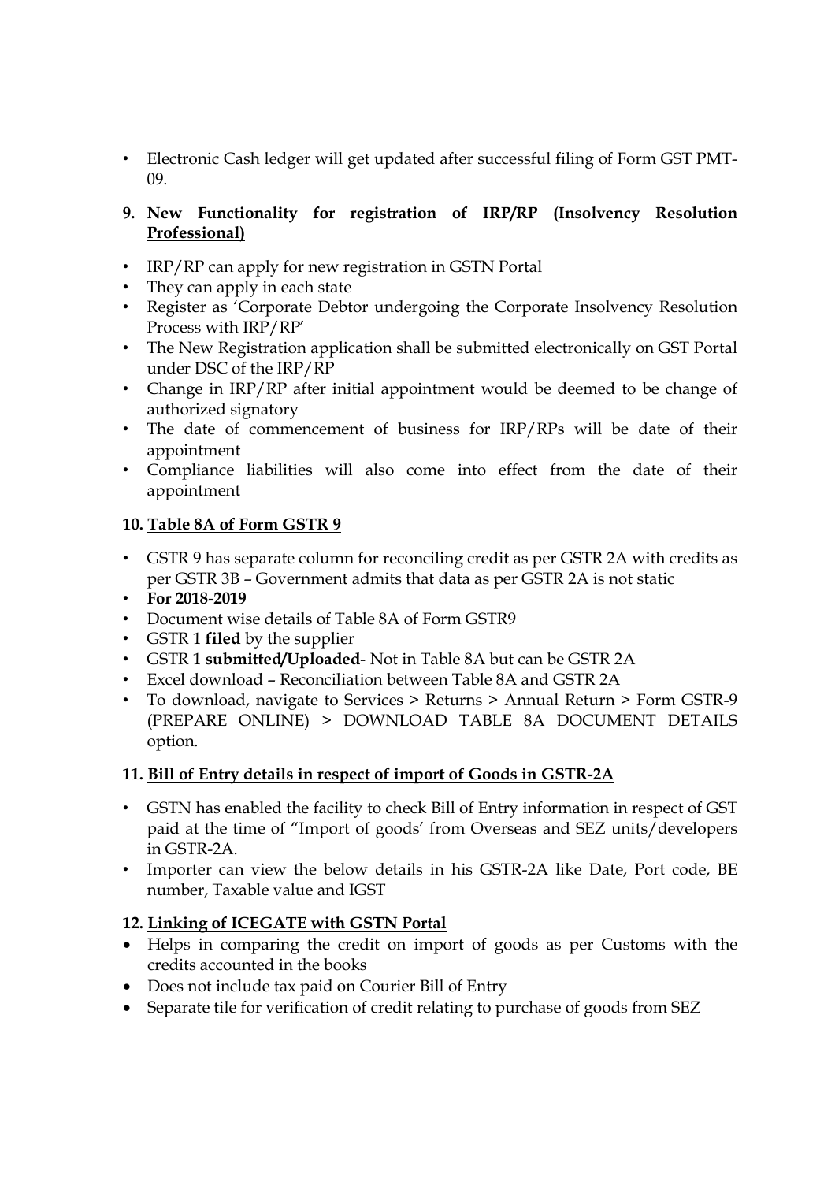- Electronic Cash ledger will get updated after successful filing of Form GST PMT-09.

**9. New Functionality for registration of IRP/RP (Insolvency Resolution Professional)**

- IRP/RP can apply for new registration in GSTN Portal
- They can apply in each state
- Register as 'Corporate Debtor undergoing the Corporate Insolvency Resolution Process with IRP/RP'
- The New Registration application shall be submitted electronically on GST Portal under DSC of the IRP/RP
- Change in IRP/RP after initial appointment would be deemed to be change of authorized signatory
- The date of commencement of business for IRP/RPs will be date of their appointment
- Compliance liabilities will also come into effect from the date of their appointment

**10. Table 8A of Form GSTR 9**

- GSTR 9 has separate column for reconciling credit as per GSTR 2A with credits as per GSTR 3B – Government admits that data as per GSTR 2A is not static
- **For 2018-2019**
- Document wise details of Table 8A of Form GSTR9
- GSTR 1 **filed** by the supplier
- GSTR 1 **submitted/Uploaded**- Not in Table 8A but can be GSTR 2A
- Excel download – Reconciliation between Table 8A and GSTR 2A
- To download, navigate to Services > Returns > Annual Return > Form GSTR-9 (PREPARE ONLINE) > DOWNLOAD TABLE 8A DOCUMENT DETAILS option.

**11. Bill of Entry details in respect of import of Goods in GSTR-2A**

- GSTN has enabled the facility to check Bill of Entry information in respect of GST paid at the time of "Import of goods' from Overseas and SEZ units/developers in GSTR-2A.
- Importer can view the below details in his GSTR-2A like Date, Port code, BE number, Taxable value and IGST

**12. Linking of ICEGATE with GSTN Portal**

- Helps in comparing the credit on import of goods as per Customs with the credits accounted in the books
- Does not include tax paid on Courier Bill of Entry
- Separate tile for verification of credit relating to purchase of goods from SEZ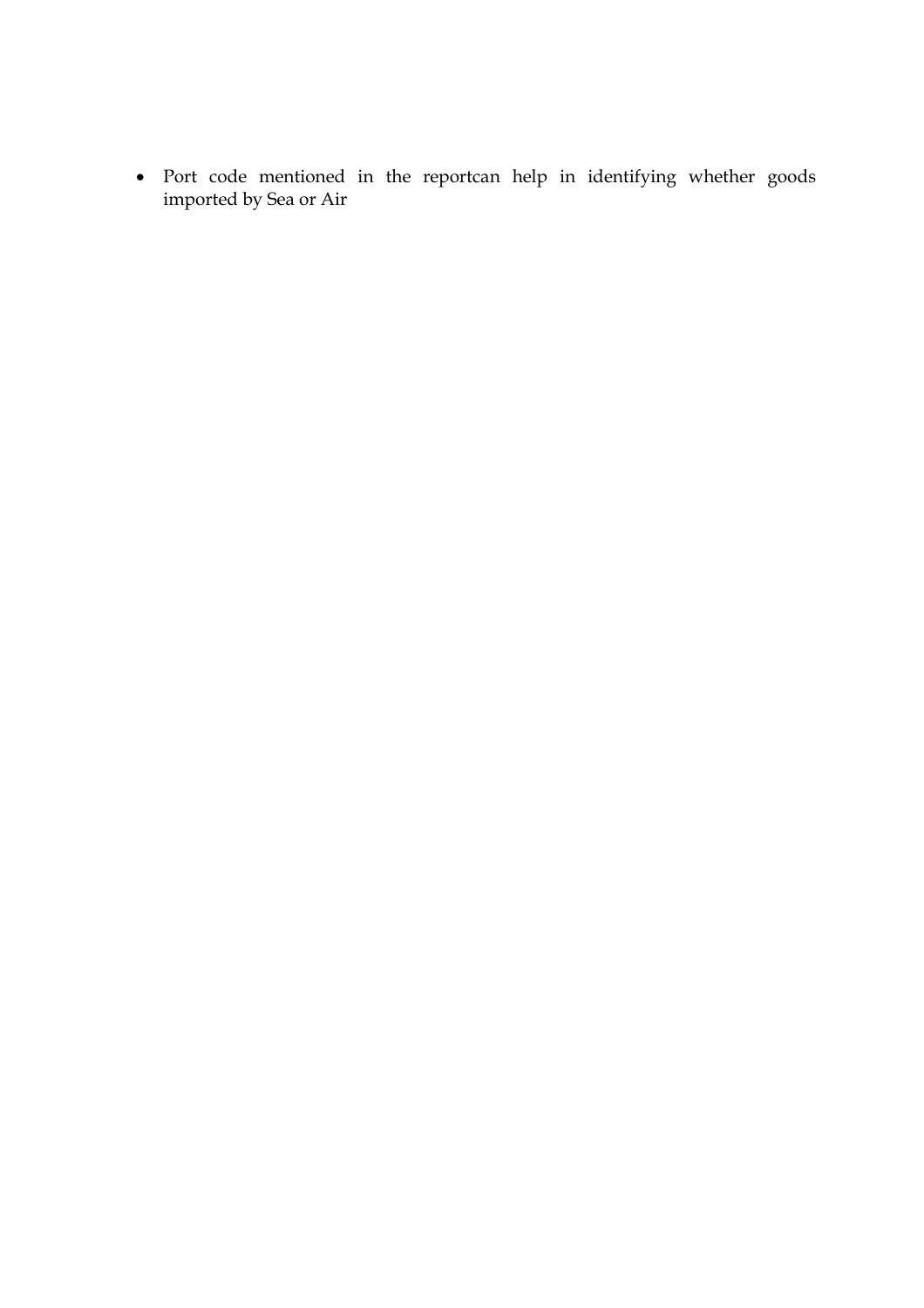- Port code mentioned in the reportcan help in identifying whether goods imported by Sea or Air